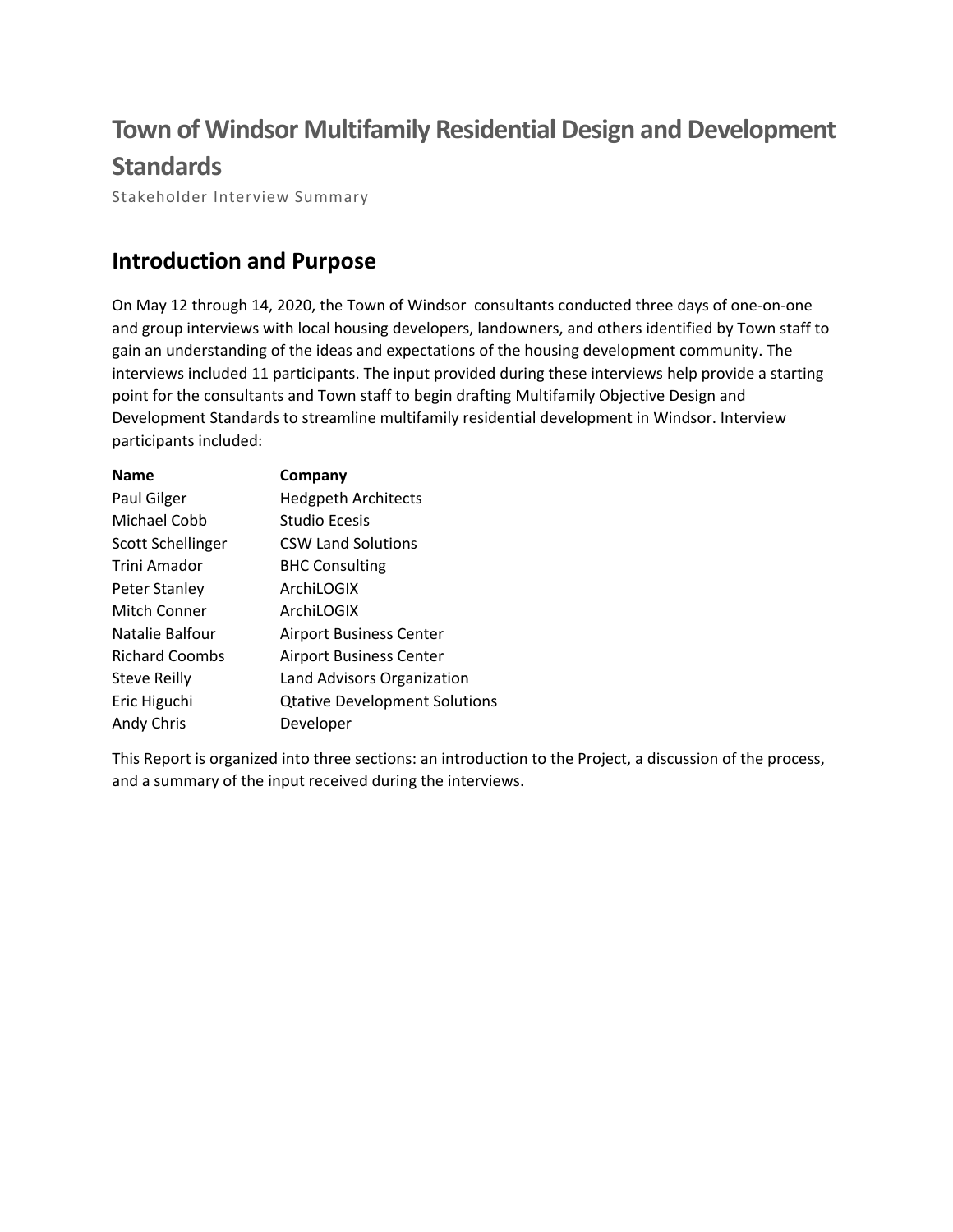# Town of Windsor Multifamily Residential Design and Development Standards

Stakeholder Interview Summary

## Introduction and Purpose

On May 12 through 14, 2020, the Town of Windsor consultants conducted three days of one-on-one and group interviews with local housing developers, landowners, and others identified by Town staff to gain an understanding of the ideas and expectations of the housing development community. The interviews included 11 participants. The input provided during these interviews help provide a starting point for the consultants and Town staff to begin drafting Multifamily Objective Design and Development Standards to streamline multifamily residential development in Windsor. Interview participants included:

| Name | Company |
| --- | --- |
| Paul Gilger | Hedgpeth Architects |
| Michael Cobb | Studio Ecesis |
| Scott Schellinger | CSW Land Solutions |
| Trini Amador | BHC Consulting |
| Peter Stanley | ArchiLOGIX |
| Mitch Conner | ArchiLOGIX |
| Natalie Balfour | Airport Business Center |
| Richard Coombs | Airport Business Center |
| Steve Reilly | Land Advisors Organization |
| Eric Higuchi | Qtative Development Solutions |
| Andy Chris | Developer |

This Report is organized into three sections: an introduction to the Project, a discussion of the process, and a summary of the input received during the interviews.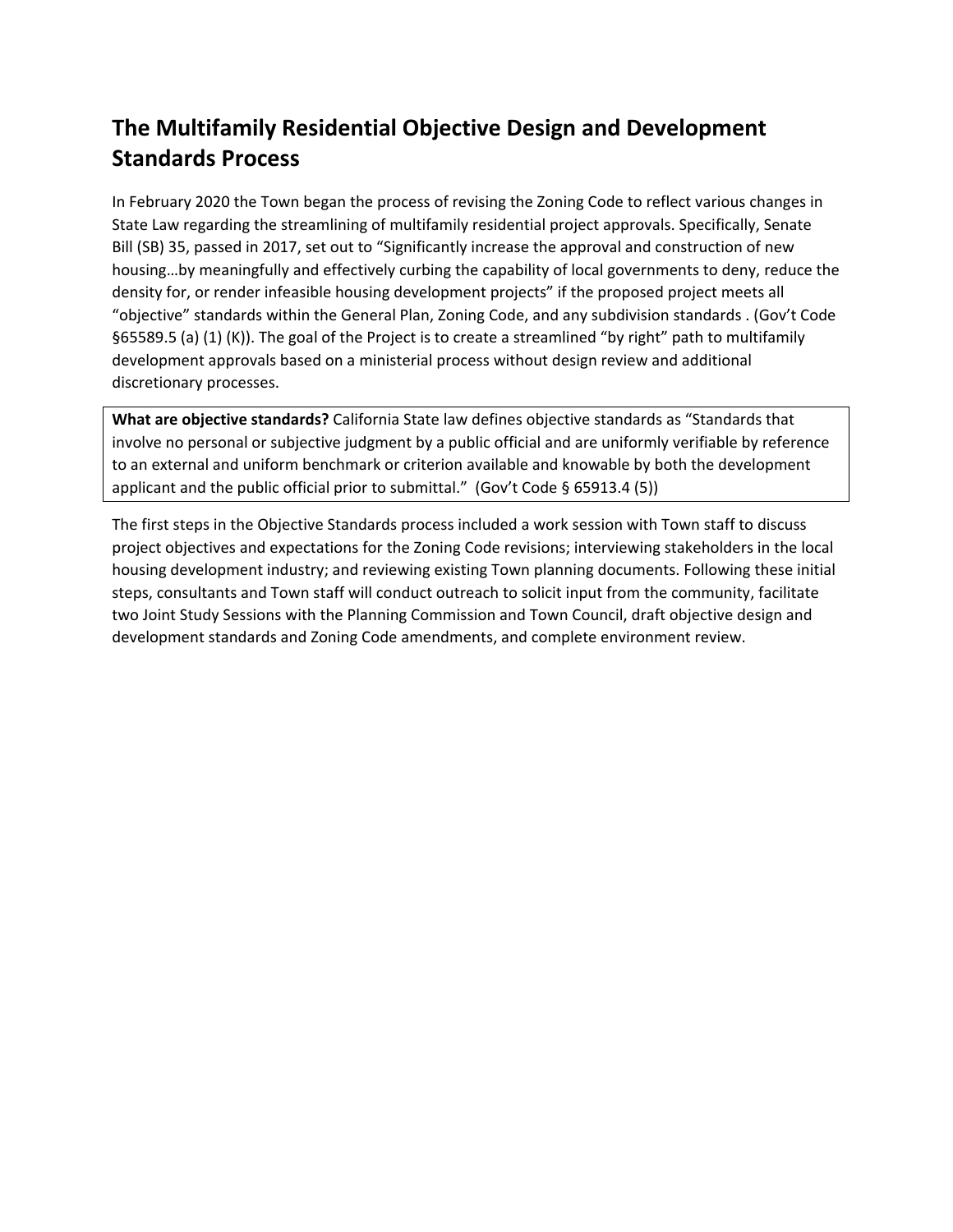## The Multifamily Residential Objective Design and Development Standards Process

In February 2020 the Town began the process of revising the Zoning Code to reflect various changes in State Law regarding the streamlining of multifamily residential project approvals. Specifically, Senate Bill (SB) 35, passed in 2017, set out to "Significantly increase the approval and construction of new housing…by meaningfully and effectively curbing the capability of local governments to deny, reduce the density for, or render infeasible housing development projects" if the proposed project meets all "objective" standards within the General Plan, Zoning Code, and any subdivision standards . (Gov't Code §65589.5 (a) (1) (K)). The goal of the Project is to create a streamlined "by right" path to multifamily development approvals based on a ministerial process without design review and additional discretionary processes.

**What are objective standards?** California State law defines objective standards as "Standards that involve no personal or subjective judgment by a public official and are uniformly verifiable by reference to an external and uniform benchmark or criterion available and knowable by both the development applicant and the public official prior to submittal." (Gov't Code § 65913.4 (5))

The first steps in the Objective Standards process included a work session with Town staff to discuss project objectives and expectations for the Zoning Code revisions; interviewing stakeholders in the local housing development industry; and reviewing existing Town planning documents. Following these initial steps, consultants and Town staff will conduct outreach to solicit input from the community, facilitate two Joint Study Sessions with the Planning Commission and Town Council, draft objective design and development standards and Zoning Code amendments, and complete environment review.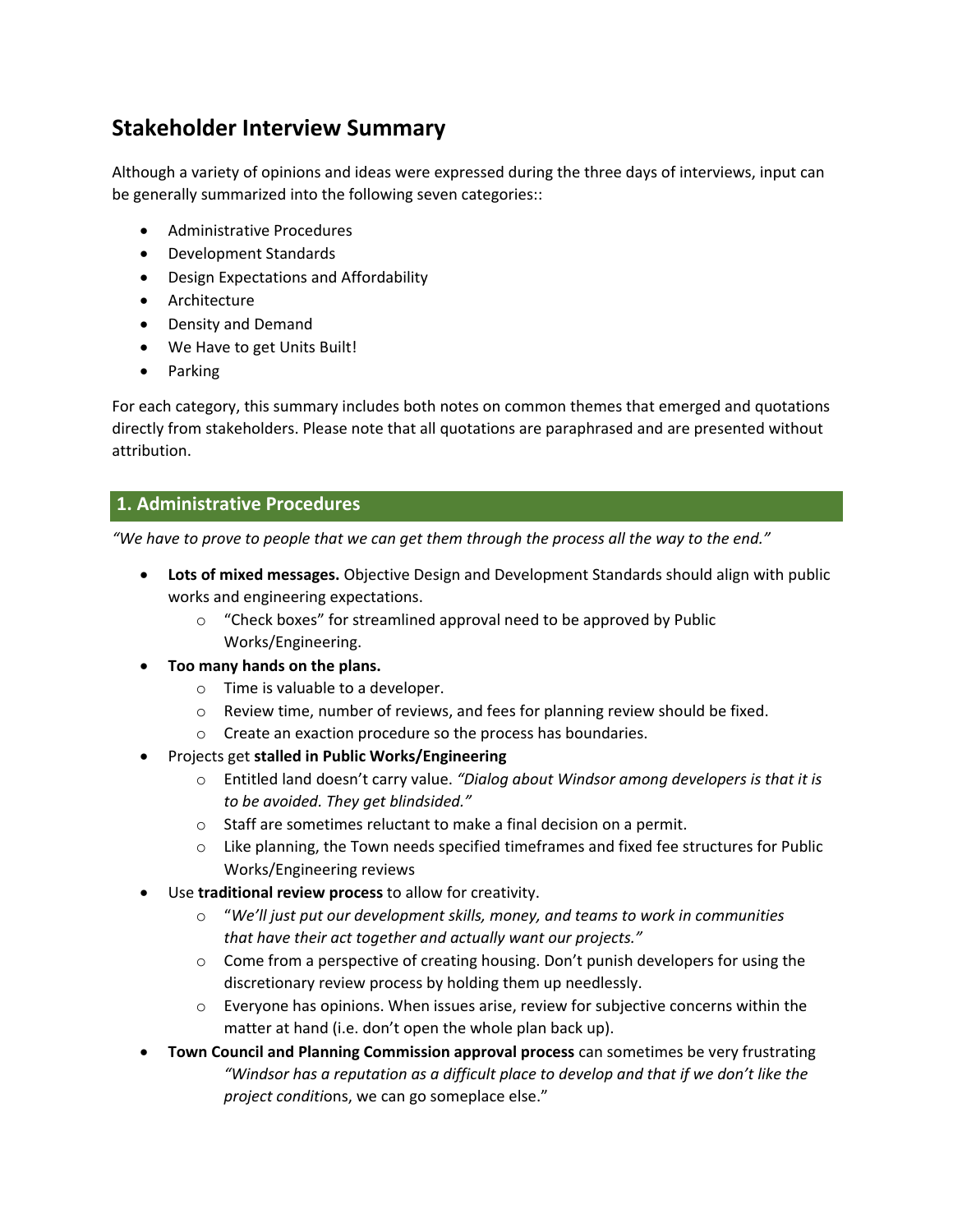## Stakeholder Interview Summary

Although a variety of opinions and ideas were expressed during the three days of interviews, input can be generally summarized into the following seven categories::

- Administrative Procedures
- Development Standards
- Design Expectations and Affordability
- Architecture
- Density and Demand
- We Have to get Units Built!
- Parking

For each category, this summary includes both notes on common themes that emerged and quotations directly from stakeholders. Please note that all quotations are paraphrased and are presented without attribution.

### 1. Administrative Procedures

*"We have to prove to people that we can get them through the process all the way to the end."*

- **Lots of mixed messages.** Objective Design and Development Standards should align with public works and engineering expectations.
  - "Check boxes" for streamlined approval need to be approved by Public Works/Engineering.
- **Too many hands on the plans.**
  - Time is valuable to a developer.
  - Review time, number of reviews, and fees for planning review should be fixed.
  - Create an exaction procedure so the process has boundaries.
- Projects get **stalled in Public Works/Engineering**
  - Entitled land doesn't carry value. *"Dialog about Windsor among developers is that it is to be avoided. They get blindsided."*
  - Staff are sometimes reluctant to make a final decision on a permit.
  - Like planning, the Town needs specified timeframes and fixed fee structures for Public Works/Engineering reviews
- Use **traditional review process** to allow for creativity.
  - "*We'll just put our development skills, money, and teams to work in communities that have their act together and actually want our projects."*
  - Come from a perspective of creating housing. Don't punish developers for using the discretionary review process by holding them up needlessly.
  - Everyone has opinions. When issues arise, review for subjective concerns within the matter at hand (i.e. don't open the whole plan back up).
- **Town Council and Planning Commission approval process** can sometimes be very frustrating
  
  *"Windsor has a reputation as a difficult place to develop and that if we don't like the project conditi*ons, we can go someplace else."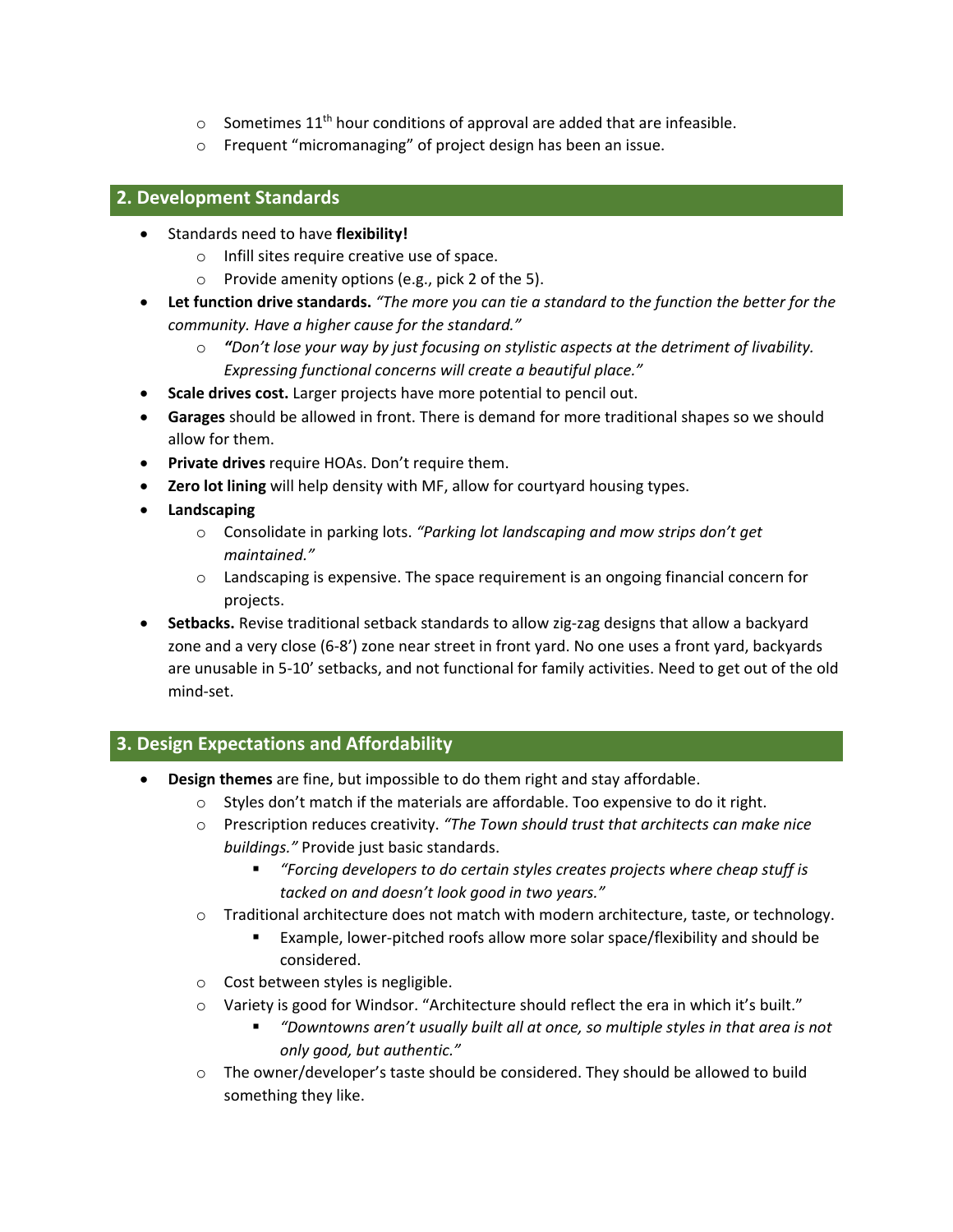- Sometimes 11th hour conditions of approval are added that are infeasible.
- Frequent "micromanaging" of project design has been an issue.

## 2. Development Standards

- Standards need to have **flexibility!**
  - Infill sites require creative use of space.
  - Provide amenity options (e.g., pick 2 of the 5).
- **Let function drive standards.** *"The more you can tie a standard to the function the better for the community. Have a higher cause for the standard."*
  - ***"****Don't lose your way by just focusing on stylistic aspects at the detriment of livability. Expressing functional concerns will create a beautiful place."*
- **Scale drives cost.** Larger projects have more potential to pencil out.
- **Garages** should be allowed in front. There is demand for more traditional shapes so we should allow for them.
- **Private drives** require HOAs. Don't require them.
- **Zero lot lining** will help density with MF, allow for courtyard housing types.
- **Landscaping**
  - Consolidate in parking lots. *"Parking lot landscaping and mow strips don't get maintained."*
  - Landscaping is expensive. The space requirement is an ongoing financial concern for projects.
- **Setbacks.** Revise traditional setback standards to allow zig-zag designs that allow a backyard zone and a very close (6-8') zone near street in front yard. No one uses a front yard, backyards are unusable in 5-10' setbacks, and not functional for family activities. Need to get out of the old mind-set.

## 3. Design Expectations and Affordability

- **Design themes** are fine, but impossible to do them right and stay affordable.
  - Styles don't match if the materials are affordable. Too expensive to do it right.
  - Prescription reduces creativity. *"The Town should trust that architects can make nice buildings."* Provide just basic standards.
    - *"Forcing developers to do certain styles creates projects where cheap stuff is tacked on and doesn't look good in two years."*
  - Traditional architecture does not match with modern architecture, taste, or technology.
    - Example, lower-pitched roofs allow more solar space/flexibility and should be considered.
  - Cost between styles is negligible.
  - Variety is good for Windsor. "Architecture should reflect the era in which it's built."
    - *"Downtowns aren't usually built all at once, so multiple styles in that area is not only good, but authentic."*
  - The owner/developer's taste should be considered. They should be allowed to build something they like.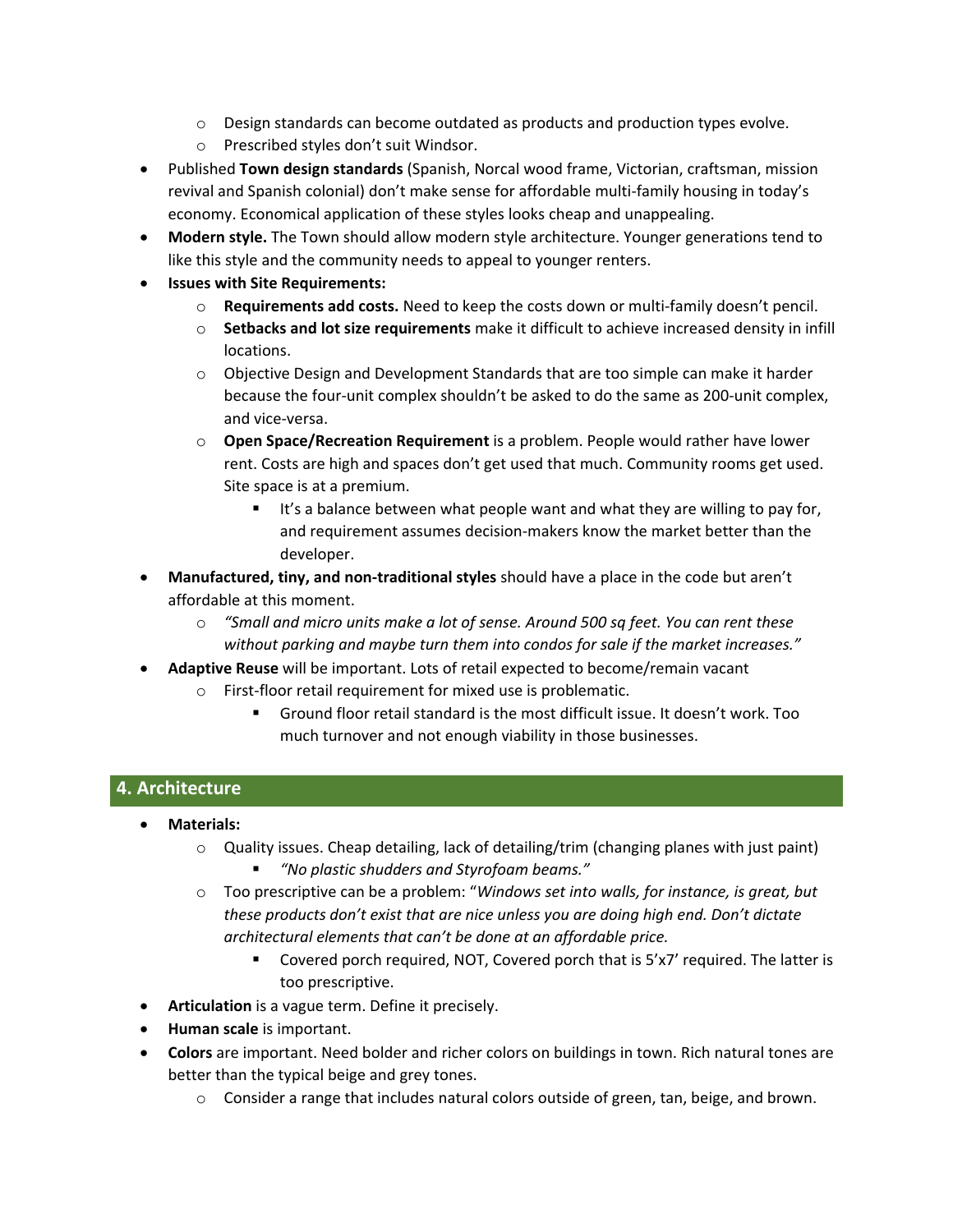- Design standards can become outdated as products and production types evolve.
    - Prescribed styles don't suit Windsor.
- Published **Town design standards** (Spanish, Norcal wood frame, Victorian, craftsman, mission revival and Spanish colonial) don't make sense for affordable multi-family housing in today's economy. Economical application of these styles looks cheap and unappealing.
- **Modern style.** The Town should allow modern style architecture. Younger generations tend to like this style and the community needs to appeal to younger renters.
- **Issues with Site Requirements:**
    - **Requirements add costs.** Need to keep the costs down or multi-family doesn't pencil.
    - **Setbacks and lot size requirements** make it difficult to achieve increased density in infill locations.
    - Objective Design and Development Standards that are too simple can make it harder because the four-unit complex shouldn't be asked to do the same as 200-unit complex, and vice-versa.
    - **Open Space/Recreation Requirement** is a problem. People would rather have lower rent. Costs are high and spaces don't get used that much. Community rooms get used. Site space is at a premium.
        - It's a balance between what people want and what they are willing to pay for, and requirement assumes decision-makers know the market better than the developer.
- **Manufactured, tiny, and non-traditional styles** should have a place in the code but aren't affordable at this moment.
    - *"Small and micro units make a lot of sense. Around 500 sq feet. You can rent these without parking and maybe turn them into condos for sale if the market increases."*
- **Adaptive Reuse** will be important. Lots of retail expected to become/remain vacant
    - First-floor retail requirement for mixed use is problematic.
        - Ground floor retail standard is the most difficult issue. It doesn't work. Too much turnover and not enough viability in those businesses.

## 4. Architecture

- **Materials:**
    - Quality issues. Cheap detailing, lack of detailing/trim (changing planes with just paint)
        - *"No plastic shudders and Styrofoam beams."*
    - Too prescriptive can be a problem: "*Windows set into walls, for instance, is great, but these products don't exist that are nice unless you are doing high end. Don't dictate architectural elements that can't be done at an affordable price.*
        - Covered porch required, NOT, Covered porch that is 5'x7' required. The latter is too prescriptive.
- **Articulation** is a vague term. Define it precisely.
- **Human scale** is important.
- **Colors** are important. Need bolder and richer colors on buildings in town. Rich natural tones are better than the typical beige and grey tones.
    - Consider a range that includes natural colors outside of green, tan, beige, and brown.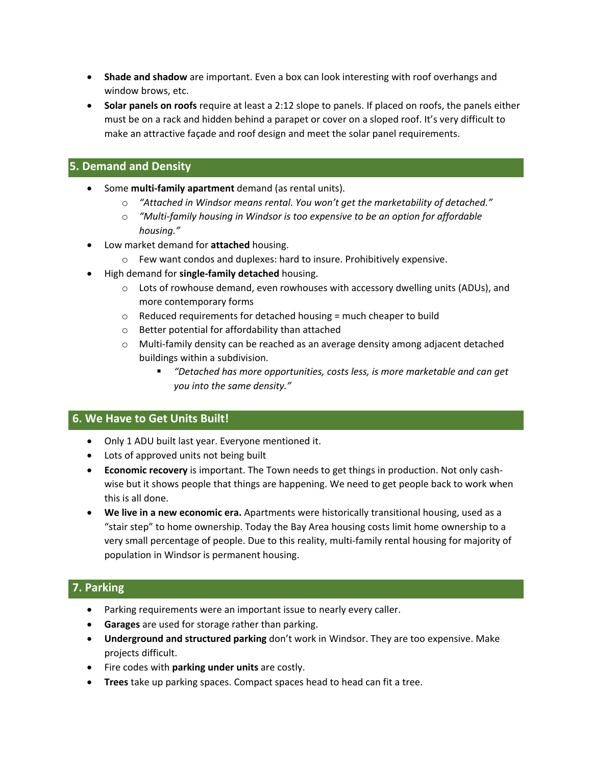- **Shade and shadow** are important. Even a box can look interesting with roof overhangs and window brows, etc.
- **Solar panels on roofs** require at least a 2:12 slope to panels. If placed on roofs, the panels either must be on a rack and hidden behind a parapet or cover on a sloped roof. It's very difficult to make an attractive façade and roof design and meet the solar panel requirements.

## 5. Demand and Density

- Some **multi-family apartment** demand (as rental units).
  - *"Attached in Windsor means rental. You won't get the marketability of detached."*
  - *"Multi-family housing in Windsor is too expensive to be an option for affordable housing."*
- Low market demand for **attached** housing.
  - Few want condos and duplexes: hard to insure. Prohibitively expensive.
- High demand for **single-family detached** housing.
  - Lots of rowhouse demand, even rowhouses with accessory dwelling units (ADUs), and more contemporary forms
  - Reduced requirements for detached housing = much cheaper to build
  - Better potential for affordability than attached
  - Multi-family density can be reached as an average density among adjacent detached buildings within a subdivision.
    - *"Detached has more opportunities, costs less, is more marketable and can get you into the same density."*

## 6. We Have to Get Units Built!

- Only 1 ADU built last year. Everyone mentioned it.
- Lots of approved units not being built
- **Economic recovery** is important. The Town needs to get things in production. Not only cash-wise but it shows people that things are happening. We need to get people back to work when this is all done.
- **We live in a new economic era.** Apartments were historically transitional housing, used as a "stair step" to home ownership. Today the Bay Area housing costs limit home ownership to a very small percentage of people. Due to this reality, multi-family rental housing for majority of population in Windsor is permanent housing.

## 7. Parking

- Parking requirements were an important issue to nearly every caller.
- **Garages** are used for storage rather than parking.
- **Underground and structured parking** don't work in Windsor. They are too expensive. Make projects difficult.
- Fire codes with **parking under units** are costly.
- **Trees** take up parking spaces. Compact spaces head to head can fit a tree.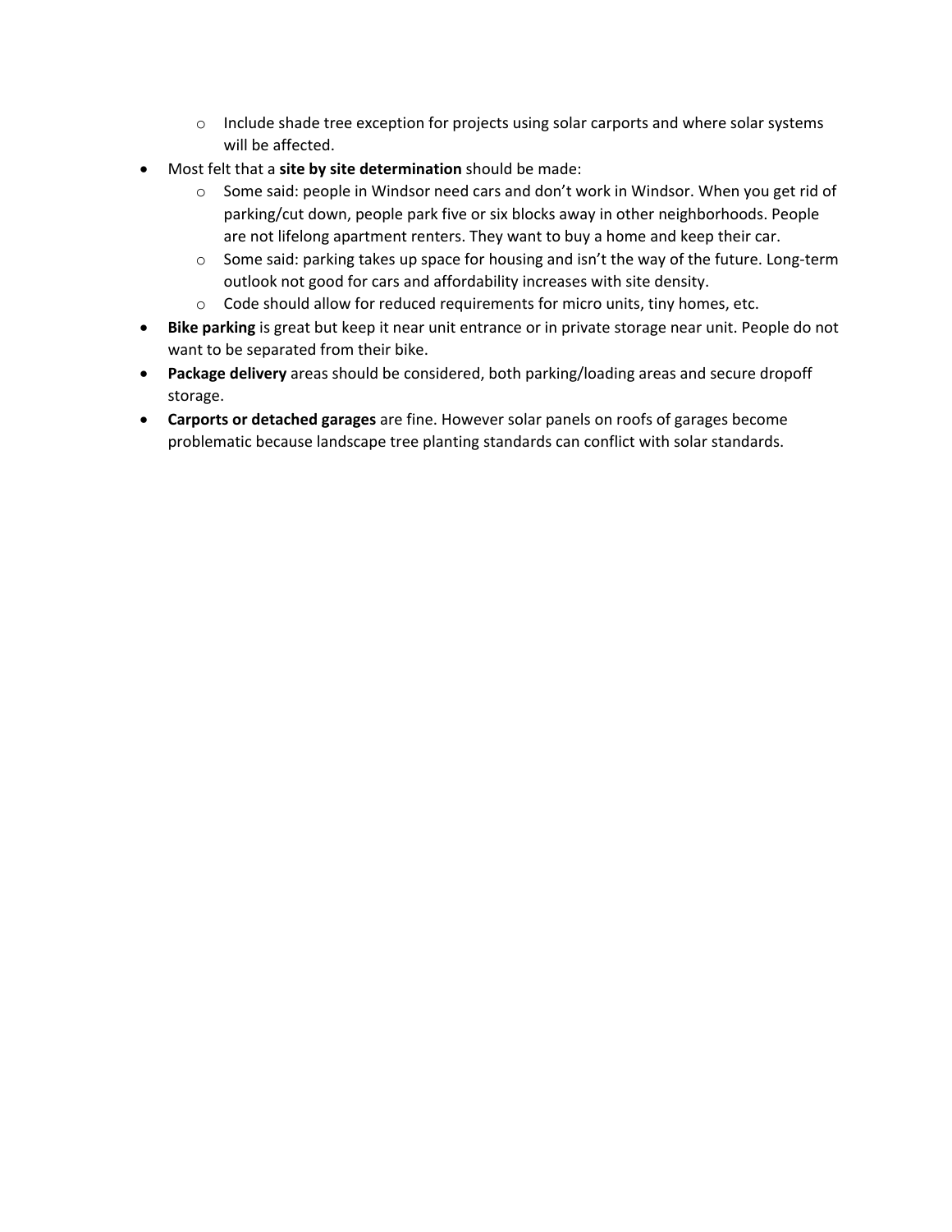- Include shade tree exception for projects using solar carports and where solar systems will be affected.
- Most felt that a **site by site determination** should be made:
  - Some said: people in Windsor need cars and don't work in Windsor. When you get rid of parking/cut down, people park five or six blocks away in other neighborhoods. People are not lifelong apartment renters. They want to buy a home and keep their car.
  - Some said: parking takes up space for housing and isn't the way of the future. Long-term outlook not good for cars and affordability increases with site density.
  - Code should allow for reduced requirements for micro units, tiny homes, etc.
- **Bike parking** is great but keep it near unit entrance or in private storage near unit. People do not want to be separated from their bike.
- **Package delivery** areas should be considered, both parking/loading areas and secure dropoff storage.
- **Carports or detached garages** are fine. However solar panels on roofs of garages become problematic because landscape tree planting standards can conflict with solar standards.